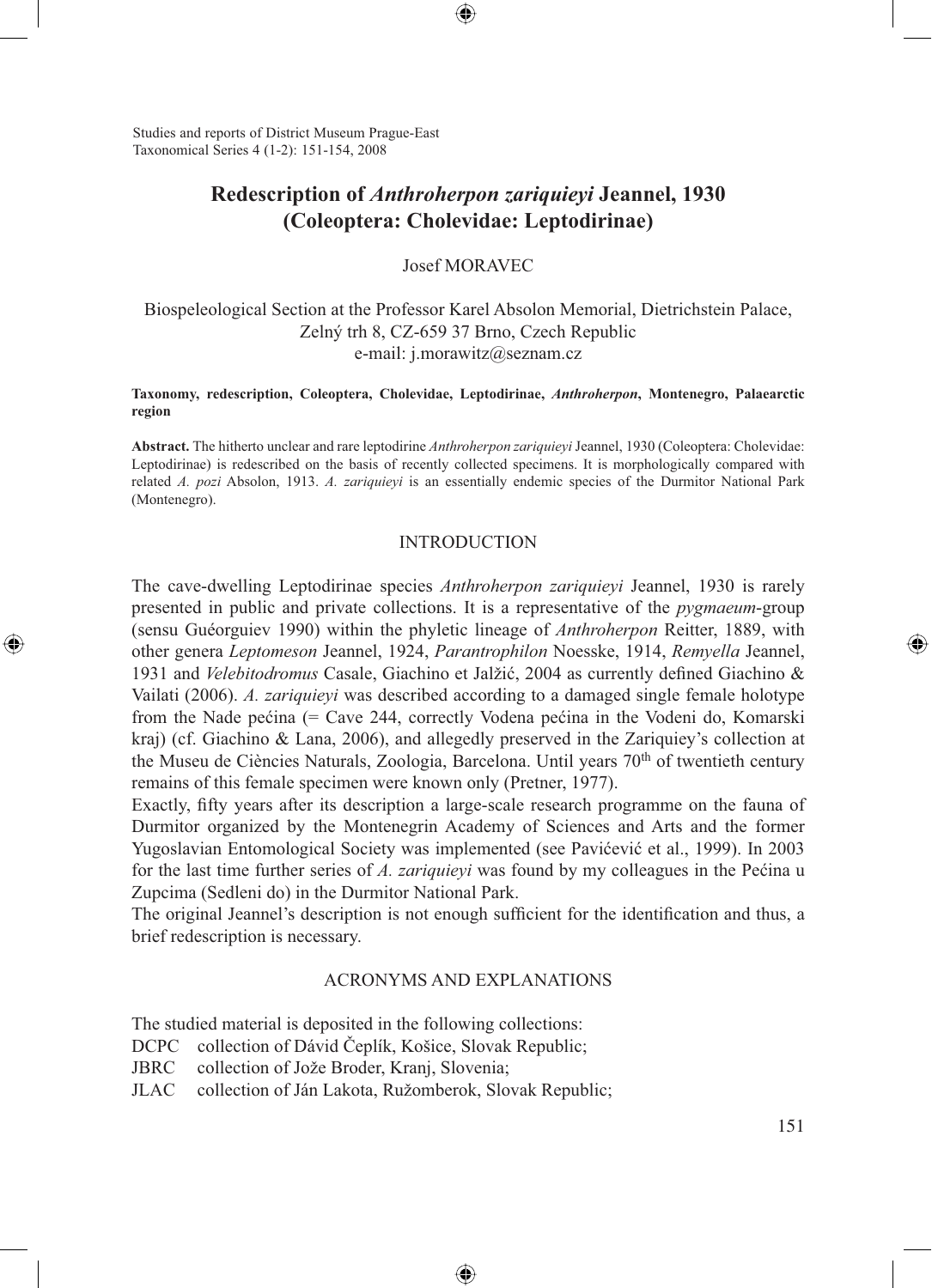Studies and reports of District Museum Prague-East
Taxonomical Series 4 (1-2): 151-154, 2008

# Redescription of *Anthroherpon zariquieyi* Jeannel, 1930 (Coleoptera: Cholevidae: Leptodirinae)

Josef MORAVEC

Biospeleological Section at the Professor Karel Absolon Memorial, Dietrichstein Palace, Zelný trh 8, CZ-659 37 Brno, Czech Republic
e-mail: j.morawitz@seznam.cz

**Taxonomy, redescription, Coleoptera, Cholevidae, Leptodirinae, *Anthroherpon*, Montenegro, Palaearctic region**

**Abstract.** The hitherto unclear and rare leptodirine *Anthroherpon zariquieyi* Jeannel, 1930 (Coleoptera: Cholevidae: Leptodirinae) is redescribed on the basis of recently collected specimens. It is morphologically compared with related *A. pozi* Absolon, 1913. *A. zariquieyi* is an essentially endemic species of the Durmitor National Park (Montenegro).

## INTRODUCTION

The cave-dwelling Leptodirinae species *Anthroherpon zariquieyi* Jeannel, 1930 is rarely presented in public and private collections. It is a representative of the *pygmaeum*-group (sensu Guéorguiev 1990) within the phyletic lineage of *Anthroherpon* Reitter, 1889, with other genera *Leptomeson* Jeannel, 1924, *Parantrophilon* Noesske, 1914, *Remyella* Jeannel, 1931 and *Velebitodromus* Casale, Giachino et Jalžić, 2004 as currently defined Giachino & Vailati (2006). *A. zariquieyi* was described according to a damaged single female holotype from the Nade pećina (= Cave 244, correctly Vodena pećina in the Vodeni do, Komarski kraj) (cf. Giachino & Lana, 2006), and allegedly preserved in the Zariquiey's collection at the Museu de Ciències Naturals, Zoologia, Barcelona. Until years 70$^{th}$ of twentieth century remains of this female specimen were known only (Pretner, 1977).

Exactly, fifty years after its description a large-scale research programme on the fauna of Durmitor organized by the Montenegrin Academy of Sciences and Arts and the former Yugoslavian Entomological Society was implemented (see Pavićević et al., 1999). In 2003 for the last time further series of *A. zariquieyi* was found by my colleagues in the Pećina u Zupcima (Sedleni do) in the Durmitor National Park.

The original Jeannel's description is not enough sufficient for the identification and thus, a brief redescription is necessary.

## ACRONYMS AND EXPLANATIONS

The studied material is deposited in the following collections:

- DCPC collection of Dávid Čeplík, Košice, Slovak Republic;
- JBRC collection of Jože Broder, Kranj, Slovenia;
- JLAC collection of Ján Lakota, Ružomberok, Slovak Republic;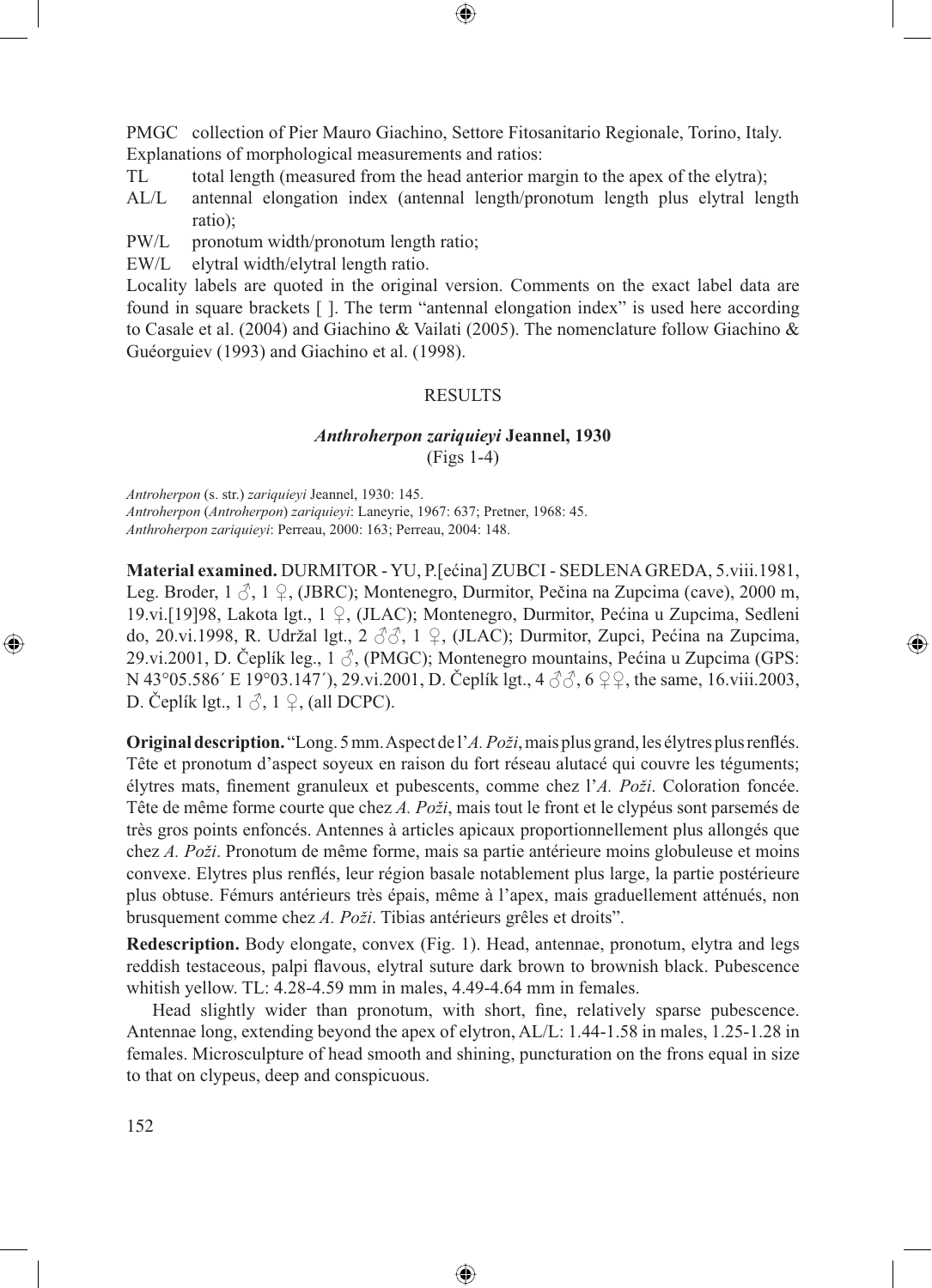PMGC collection of Pier Mauro Giachino, Settore Fitosanitario Regionale, Torino, Italy.

Explanations of morphological measurements and ratios:

- TL total length (measured from the head anterior margin to the apex of the elytra);
- AL/L antennal elongation index (antennal length/pronotum length plus elytral length ratio);
- PW/L pronotum width/pronotum length ratio;
- EW/L elytral width/elytral length ratio.

Locality labels are quoted in the original version. Comments on the exact label data are found in square brackets [ ]. The term "antennal elongation index" is used here according to Casale et al. (2004) and Giachino & Vailati (2005). The nomenclature follow Giachino & Guéorguiev (1993) and Giachino et al. (1998).

## RESULTS

### *Anthroherpon zariquieyi* Jeannel, 1930

(Figs 1-4)

*Antroherpon* (s. str.) *zariquieyi* Jeannel, 1930: 145.
*Antroherpon* (*Antroherpon*) *zariquieyi*: Laneyrie, 1967: 637; Pretner, 1968: 45.
*Anthroherpon zariquieyi*: Perreau, 2000: 163; Perreau, 2004: 148.

**Material examined.** DURMITOR - YU, P.[ećina] ZUBCI - SEDLENA GREDA, 5.viii.1981, Leg. Broder, 1 ♂, 1 ♀, (JBRC); Montenegro, Durmitor, Pečina na Zupcima (cave), 2000 m, 19.vi.[19]98, Lakota lgt., 1 ♀, (JLAC); Montenegro, Durmitor, Pećina u Zupcima, Sedleni do, 20.vi.1998, R. Udržal lgt., 2 ♂♂, 1 ♀, (JLAC); Durmitor, Zupci, Pećina na Zupcima, 29.vi.2001, D. Čeplík leg., 1 ♂, (PMGC); Montenegro mountains, Pećina u Zupcima (GPS: N 43°05.586´ E 19°03.147´), 29.vi.2001, D. Čeplík lgt., 4 ♂♂, 6 ♀♀, the same, 16.viii.2003, D. Čeplík lgt., 1 ♂, 1 ♀, (all DCPC).

**Original description.** "Long. 5 mm. Aspect de l'*A. Poži*, mais plus grand, les élytres plus renflés. Tête et pronotum d'aspect soyeux en raison du fort réseau alutacé qui couvre les téguments; élytres mats, finement granuleux et pubescents, comme chez l'*A. Poži*. Coloration foncée. Tête de même forme courte que chez *A. Poži*, mais tout le front et le clypéus sont parsemés de très gros points enfoncés. Antennes à articles apicaux proportionnellement plus allongés que chez *A. Poži*. Pronotum de même forme, mais sa partie antérieure moins globuleuse et moins convexe. Elytres plus renflés, leur région basale notablement plus large, la partie postérieure plus obtuse. Fémurs antérieurs très épais, même à l'apex, mais graduellement atténués, non brusquement comme chez *A. Poži*. Tibias antérieurs grêles et droits".

**Redescription.** Body elongate, convex (Fig. 1). Head, antennae, pronotum, elytra and legs reddish testaceous, palpi flavous, elytral suture dark brown to brownish black. Pubescence whitish yellow. TL: 4.28-4.59 mm in males, 4.49-4.64 mm in females.

Head slightly wider than pronotum, with short, fine, relatively sparse pubescence. Antennae long, extending beyond the apex of elytron, AL/L: 1.44-1.58 in males, 1.25-1.28 in females. Microsculpture of head smooth and shining, puncturation on the frons equal in size to that on clypeus, deep and conspicuous.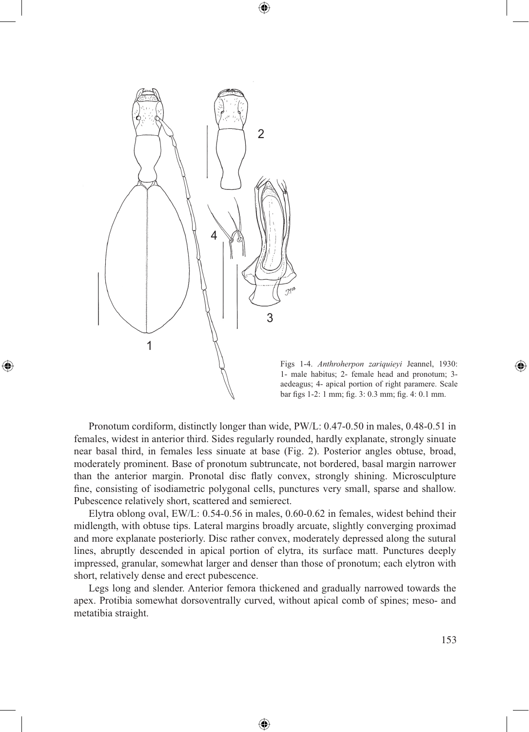Figs 1-4. *Anthroherpon zariquieyi* Jeannel, 1930: 1- male habitus; 2- female head and pronotum; 3- aedeagus; 4- apical portion of right paramere. Scale bar figs 1-2: 1 mm; fig. 3: 0.3 mm; fig. 4: 0.1 mm.

Pronotum cordiform, distinctly longer than wide, PW/L: 0.47-0.50 in males, 0.48-0.51 in females, widest in anterior third. Sides regularly rounded, hardly explanate, strongly sinuate near basal third, in females less sinuate at base (Fig. 2). Posterior angles obtuse, broad, moderately prominent. Base of pronotum subtruncate, not bordered, basal margin narrower than the anterior margin. Pronotal disc flatly convex, strongly shining. Microsculpture fine, consisting of isodiametric polygonal cells, punctures very small, sparse and shallow. Pubescence relatively short, scattered and semierect.

Elytra oblong oval, EW/L: 0.54-0.56 in males, 0.60-0.62 in females, widest behind their midlength, with obtuse tips. Lateral margins broadly arcuate, slightly converging proximad and more explanate posteriorly. Disc rather convex, moderately depressed along the sutural lines, abruptly descended in apical portion of elytra, its surface matt. Punctures deeply impressed, granular, somewhat larger and denser than those of pronotum; each elytron with short, relatively dense and erect pubescence.

Legs long and slender. Anterior femora thickened and gradually narrowed towards the apex. Protibia somewhat dorsoventrally curved, without apical comb of spines; meso- and metatibia straight.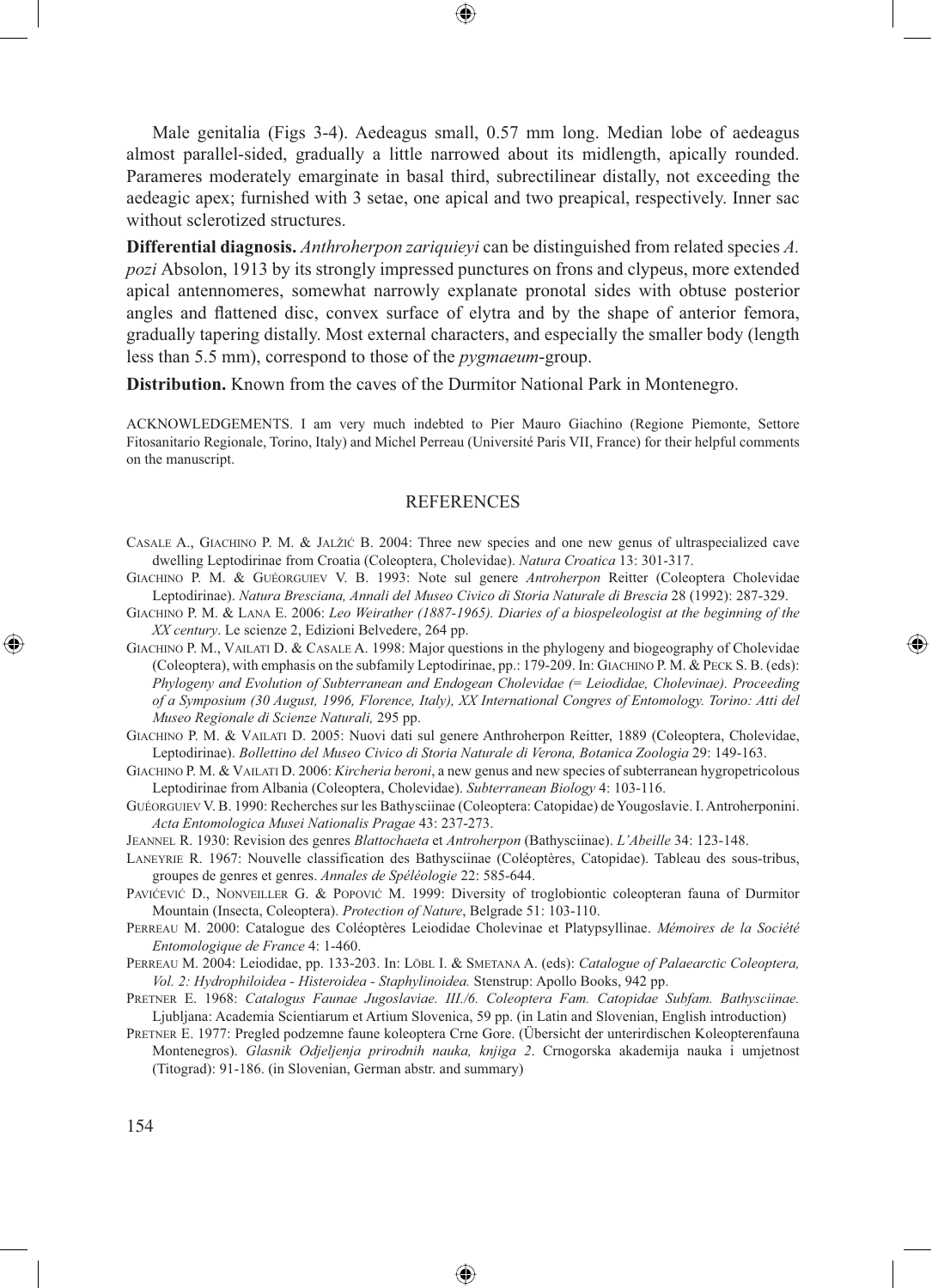Male genitalia (Figs 3-4). Aedeagus small, 0.57 mm long. Median lobe of aedeagus almost parallel-sided, gradually a little narrowed about its midlength, apically rounded. Parameres moderately emarginate in basal third, subrectilinear distally, not exceeding the aedeagic apex; furnished with 3 setae, one apical and two preapical, respectively. Inner sac without sclerotized structures.

**Differential diagnosis.** *Anthroherpon zariquieyi* can be distinguished from related species *A. pozi* Absolon, 1913 by its strongly impressed punctures on frons and clypeus, more extended apical antennomeres, somewhat narrowly explanate pronotal sides with obtuse posterior angles and flattened disc, convex surface of elytra and by the shape of anterior femora, gradually tapering distally. Most external characters, and especially the smaller body (length less than 5.5 mm), correspond to those of the *pygmaeum*-group.

**Distribution.** Known from the caves of the Durmitor National Park in Montenegro.

ACKNOWLEDGEMENTS. I am very much indebted to Pier Mauro Giachino (Regione Piemonte, Settore Fitosanitario Regionale, Torino, Italy) and Michel Perreau (Université Paris VII, France) for their helpful comments on the manuscript.

## REFERENCES

Casale A., Giachino P. M. & Jalžić B. 2004: Three new species and one new genus of ultraspecialized cave dwelling Leptodirinae from Croatia (Coleoptera, Cholevidae). *Natura Croatica* 13: 301-317.

Giachino P. M. & Guéorguiev V. B. 1993: Note sul genere *Antroherpon* Reitter (Coleoptera Cholevidae Leptodirinae). *Natura Bresciana, Annali del Museo Civico di Storia Naturale di Brescia* 28 (1992): 287-329.

Giachino P. M. & Lana E. 2006: *Leo Weirather (1887-1965). Diaries of a biospeleologist at the beginning of the XX century*. Le scienze 2, Edizioni Belvedere, 264 pp.

Giachino P. M., Vailati D. & Casale A. 1998: Major questions in the phylogeny and biogeography of Cholevidae (Coleoptera), with emphasis on the subfamily Leptodirinae, pp.: 179-209. In: Giachino P. M. & Peck S. B. (eds): *Phylogeny and Evolution of Subterranean and Endogean Cholevidae (= Leiodidae, Cholevinae). Proceeding of a Symposium (30 August, 1996, Florence, Italy), XX International Congres of Entomology. Torino: Atti del Museo Regionale di Scienze Naturali,* 295 pp.

Giachino P. M. & Vailati D. 2005: Nuovi dati sul genere Anthroherpon Reitter, 1889 (Coleoptera, Cholevidae, Leptodirinae). *Bollettino del Museo Civico di Storia Naturale di Verona, Botanica Zoologia* 29: 149-163.

Giachino P. M. & Vailati D. 2006: *Kircheria beroni*, a new genus and new species of subterranean hygropetricolous Leptodirinae from Albania (Coleoptera, Cholevidae). *Subterranean Biology* 4: 103-116.

Guéorguiev V. B. 1990: Recherches sur les Bathysciinae (Coleoptera: Catopidae) de Yougoslavie. I. Antroherponini. *Acta Entomologica Musei Nationalis Pragae* 43: 237-273.

Jeannel R. 1930: Revision des genres *Blattochaeta* et *Antroherpon* (Bathysciinae). *L'Abeille* 34: 123-148.

Laneyrie R. 1967: Nouvelle classification des Bathysciinae (Coléoptères, Catopidae). Tableau des sous-tribus, groupes de genres et genres. *Annales de Spéléologie* 22: 585-644.

Pavićević D., Nonveiller G. & Popović M. 1999: Diversity of troglobiontic coleopteran fauna of Durmitor Mountain (Insecta, Coleoptera). *Protection of Nature*, Belgrade 51: 103-110.

Perreau M. 2000: Catalogue des Coléoptères Leiodidae Cholevinae et Platypsyllinae. *Mémoires de la Société Entomologique de France* 4: 1-460.

Perreau M. 2004: Leiodidae, pp. 133-203. In: Löbl I. & Smetana A. (eds): *Catalogue of Palaearctic Coleoptera, Vol. 2: Hydrophiloidea - Histeroidea - Staphylinoidea.* Stenstrup: Apollo Books, 942 pp.

Pretner E. 1968: *Catalogus Faunae Jugoslaviae. III./6. Coleoptera Fam. Catopidae Subfam. Bathysciinae.* Ljubljana: Academia Scientiarum et Artium Slovenica, 59 pp. (in Latin and Slovenian, English introduction)

Pretner E. 1977: Pregled podzemne faune koleoptera Crne Gore. (Übersicht der unterirdischen Koleopterenfauna Montenegros). *Glasnik Odjeljenja prirodnih nauka, knjiga 2*. Crnogorska akademija nauka i umjetnost (Titograd): 91-186. (in Slovenian, German abstr. and summary)